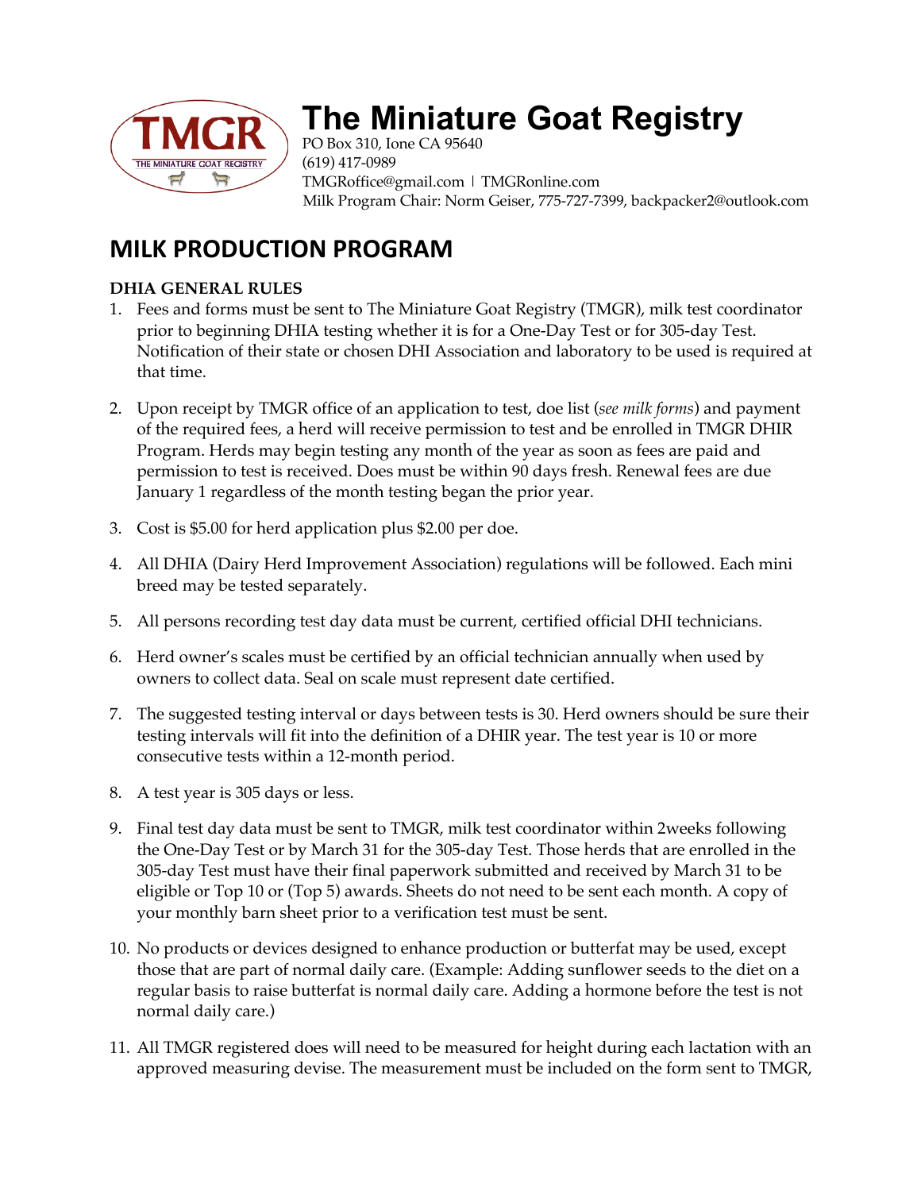# The Miniature Goat Registry

PO Box 310, Ione CA 95640
(619) 417-0989
TMGRoffice@gmail.com | TMGRonline.com
Milk Program Chair: Norm Geiser, 775-727-7399, backpacker2@outlook.com

## MILK PRODUCTION PROGRAM

### DHIA GENERAL RULES

1. Fees and forms must be sent to The Miniature Goat Registry (TMGR), milk test coordinator prior to beginning DHIA testing whether it is for a One-Day Test or for 305-day Test. Notification of their state or chosen DHI Association and laboratory to be used is required at that time.

2. Upon receipt by TMGR office of an application to test, doe list (*see milk forms*) and payment of the required fees, a herd will receive permission to test and be enrolled in TMGR DHIR Program. Herds may begin testing any month of the year as soon as fees are paid and permission to test is received. Does must be within 90 days fresh. Renewal fees are due January 1 regardless of the month testing began the prior year.

3. Cost is $5.00 for herd application plus $2.00 per doe.

4. All DHIA (Dairy Herd Improvement Association) regulations will be followed. Each mini breed may be tested separately.

5. All persons recording test day data must be current, certified official DHI technicians.

6. Herd owner's scales must be certified by an official technician annually when used by owners to collect data. Seal on scale must represent date certified.

7. The suggested testing interval or days between tests is 30. Herd owners should be sure their testing intervals will fit into the definition of a DHIR year. The test year is 10 or more consecutive tests within a 12-month period.

8. A test year is 305 days or less.

9. Final test day data must be sent to TMGR, milk test coordinator within 2weeks following the One-Day Test or by March 31 for the 305-day Test. Those herds that are enrolled in the 305-day Test must have their final paperwork submitted and received by March 31 to be eligible or Top 10 or (Top 5) awards. Sheets do not need to be sent each month. A copy of your monthly barn sheet prior to a verification test must be sent.

10. No products or devices designed to enhance production or butterfat may be used, except those that are part of normal daily care. (Example: Adding sunflower seeds to the diet on a regular basis to raise butterfat is normal daily care. Adding a hormone before the test is not normal daily care.)

11. All TMGR registered does will need to be measured for height during each lactation with an approved measuring devise. The measurement must be included on the form sent to TMGR,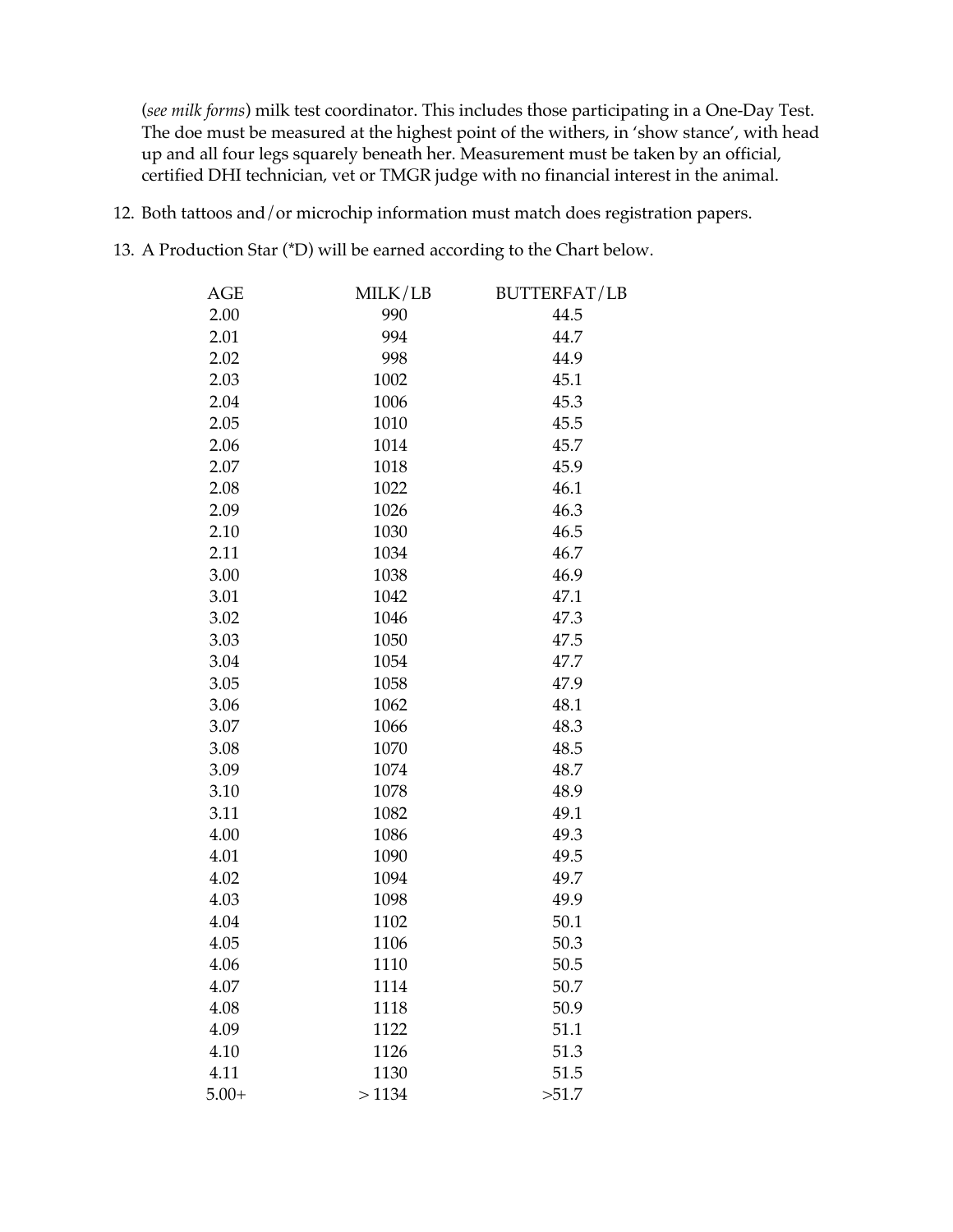(*see milk forms*) milk test coordinator. This includes those participating in a One-Day Test. The doe must be measured at the highest point of the withers, in 'show stance', with head up and all four legs squarely beneath her. Measurement must be taken by an official, certified DHI technician, vet or TMGR judge with no financial interest in the animal.

12. Both tattoos and/or microchip information must match does registration papers.

13. A Production Star (*D) will be earned according to the Chart below.

| AGE | MILK/LB | BUTTERFAT/LB |
|---|---|---|
| 2.00 | 990 | 44.5 |
| 2.01 | 994 | 44.7 |
| 2.02 | 998 | 44.9 |
| 2.03 | 1002 | 45.1 |
| 2.04 | 1006 | 45.3 |
| 2.05 | 1010 | 45.5 |
| 2.06 | 1014 | 45.7 |
| 2.07 | 1018 | 45.9 |
| 2.08 | 1022 | 46.1 |
| 2.09 | 1026 | 46.3 |
| 2.10 | 1030 | 46.5 |
| 2.11 | 1034 | 46.7 |
| 3.00 | 1038 | 46.9 |
| 3.01 | 1042 | 47.1 |
| 3.02 | 1046 | 47.3 |
| 3.03 | 1050 | 47.5 |
| 3.04 | 1054 | 47.7 |
| 3.05 | 1058 | 47.9 |
| 3.06 | 1062 | 48.1 |
| 3.07 | 1066 | 48.3 |
| 3.08 | 1070 | 48.5 |
| 3.09 | 1074 | 48.7 |
| 3.10 | 1078 | 48.9 |
| 3.11 | 1082 | 49.1 |
| 4.00 | 1086 | 49.3 |
| 4.01 | 1090 | 49.5 |
| 4.02 | 1094 | 49.7 |
| 4.03 | 1098 | 49.9 |
| 4.04 | 1102 | 50.1 |
| 4.05 | 1106 | 50.3 |
| 4.06 | 1110 | 50.5 |
| 4.07 | 1114 | 50.7 |
| 4.08 | 1118 | 50.9 |
| 4.09 | 1122 | 51.1 |
| 4.10 | 1126 | 51.3 |
| 4.11 | 1130 | 51.5 |
| 5.00+ | > 1134 | >51.7 |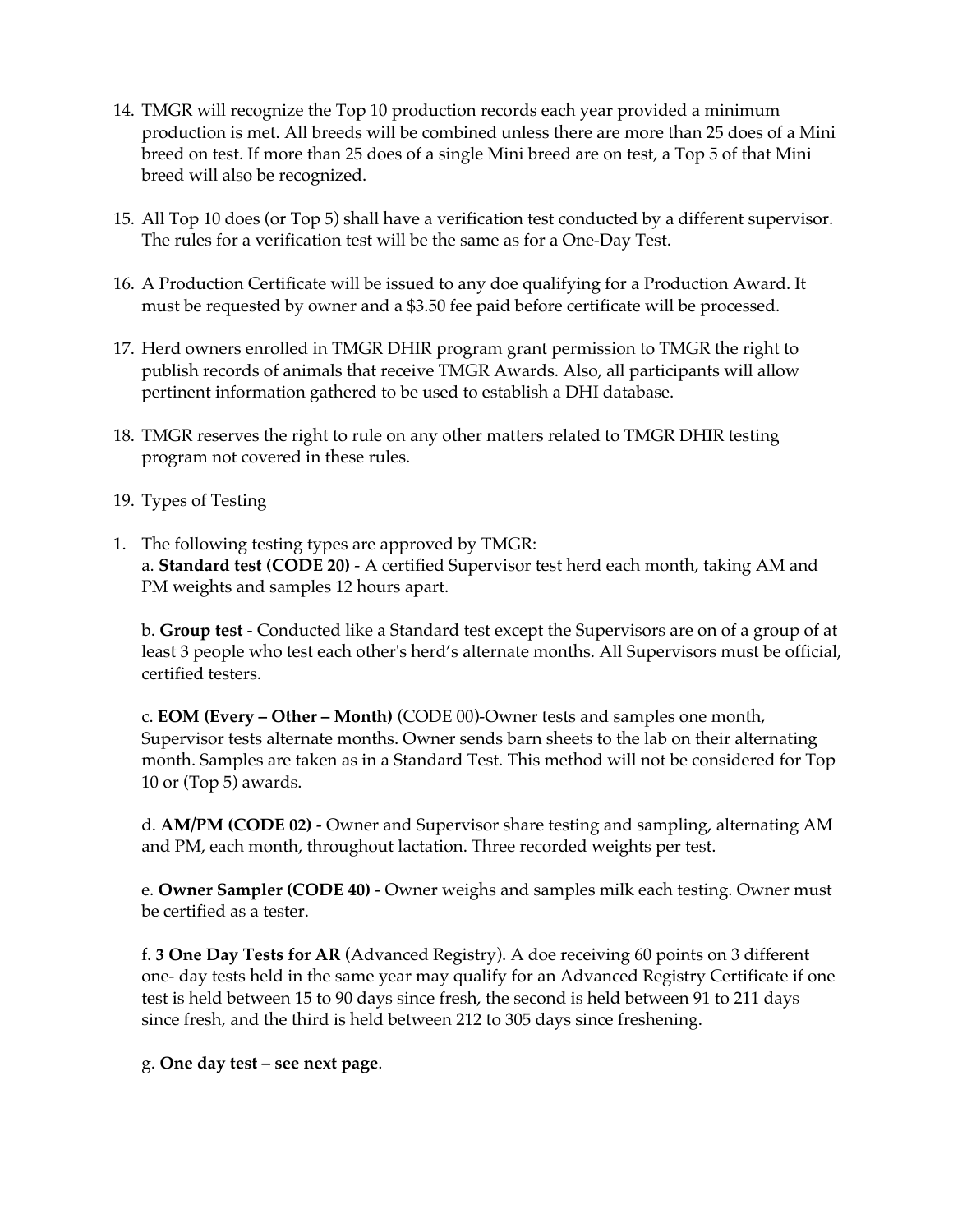14. TMGR will recognize the Top 10 production records each year provided a minimum production is met. All breeds will be combined unless there are more than 25 does of a Mini breed on test. If more than 25 does of a single Mini breed are on test, a Top 5 of that Mini breed will also be recognized.

15. All Top 10 does (or Top 5) shall have a verification test conducted by a different supervisor. The rules for a verification test will be the same as for a One-Day Test.

16. A Production Certificate will be issued to any doe qualifying for a Production Award. It must be requested by owner and a $3.50 fee paid before certificate will be processed.

17. Herd owners enrolled in TMGR DHIR program grant permission to TMGR the right to publish records of animals that receive TMGR Awards. Also, all participants will allow pertinent information gathered to be used to establish a DHI database.

18. TMGR reserves the right to rule on any other matters related to TMGR DHIR testing program not covered in these rules.

19. Types of Testing

1. The following testing types are approved by TMGR:

   a. **Standard test (CODE 20)** - A certified Supervisor test herd each month, taking AM and PM weights and samples 12 hours apart.

   b. **Group test** - Conducted like a Standard test except the Supervisors are on of a group of at least 3 people who test each other's herd's alternate months. All Supervisors must be official, certified testers.

   c. **EOM (Every – Other – Month)** (CODE 00)-Owner tests and samples one month, Supervisor tests alternate months. Owner sends barn sheets to the lab on their alternating month. Samples are taken as in a Standard Test. This method will not be considered for Top 10 or (Top 5) awards.

   d. **AM/PM (CODE 02)** - Owner and Supervisor share testing and sampling, alternating AM and PM, each month, throughout lactation. Three recorded weights per test.

   e. **Owner Sampler (CODE 40)** - Owner weighs and samples milk each testing. Owner must be certified as a tester.

   f. **3 One Day Tests for AR** (Advanced Registry). A doe receiving 60 points on 3 different one- day tests held in the same year may qualify for an Advanced Registry Certificate if one test is held between 15 to 90 days since fresh, the second is held between 91 to 211 days since fresh, and the third is held between 212 to 305 days since freshening.

   g. **One day test – see next page**.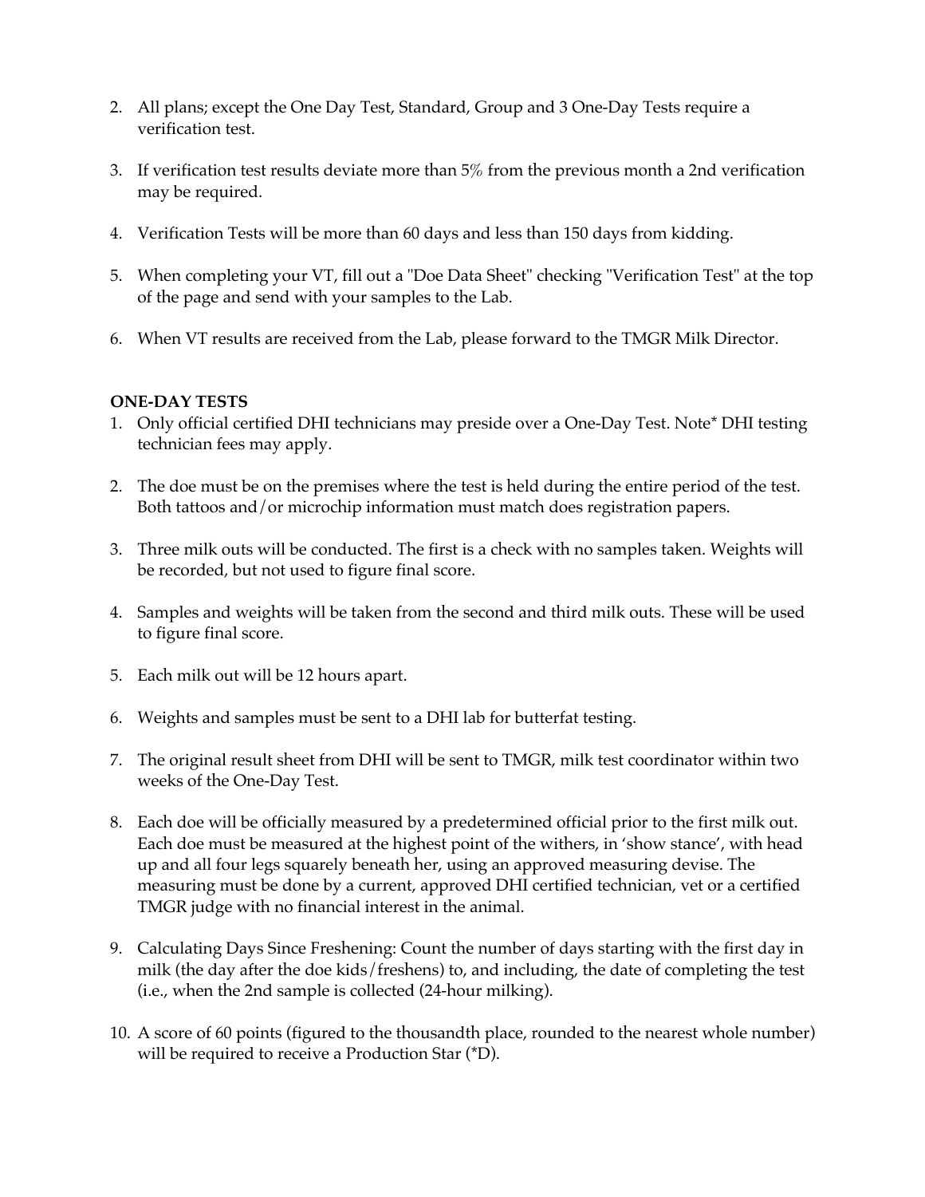2. All plans; except the One Day Test, Standard, Group and 3 One-Day Tests require a verification test.

3. If verification test results deviate more than 5% from the previous month a 2nd verification may be required.

4. Verification Tests will be more than 60 days and less than 150 days from kidding.

5. When completing your VT, fill out a "Doe Data Sheet" checking "Verification Test" at the top of the page and send with your samples to the Lab.

6. When VT results are received from the Lab, please forward to the TMGR Milk Director.

**ONE-DAY TESTS**

1. Only official certified DHI technicians may preside over a One-Day Test. Note* DHI testing technician fees may apply.

2. The doe must be on the premises where the test is held during the entire period of the test. Both tattoos and/or microchip information must match does registration papers.

3. Three milk outs will be conducted. The first is a check with no samples taken. Weights will be recorded, but not used to figure final score.

4. Samples and weights will be taken from the second and third milk outs. These will be used to figure final score.

5. Each milk out will be 12 hours apart.

6. Weights and samples must be sent to a DHI lab for butterfat testing.

7. The original result sheet from DHI will be sent to TMGR, milk test coordinator within two weeks of the One-Day Test.

8. Each doe will be officially measured by a predetermined official prior to the first milk out. Each doe must be measured at the highest point of the withers, in 'show stance', with head up and all four legs squarely beneath her, using an approved measuring devise. The measuring must be done by a current, approved DHI certified technician, vet or a certified TMGR judge with no financial interest in the animal.

9. Calculating Days Since Freshening: Count the number of days starting with the first day in milk (the day after the doe kids/freshens) to, and including, the date of completing the test (i.e., when the 2nd sample is collected (24-hour milking).

10. A score of 60 points (figured to the thousandth place, rounded to the nearest whole number) will be required to receive a Production Star (*D).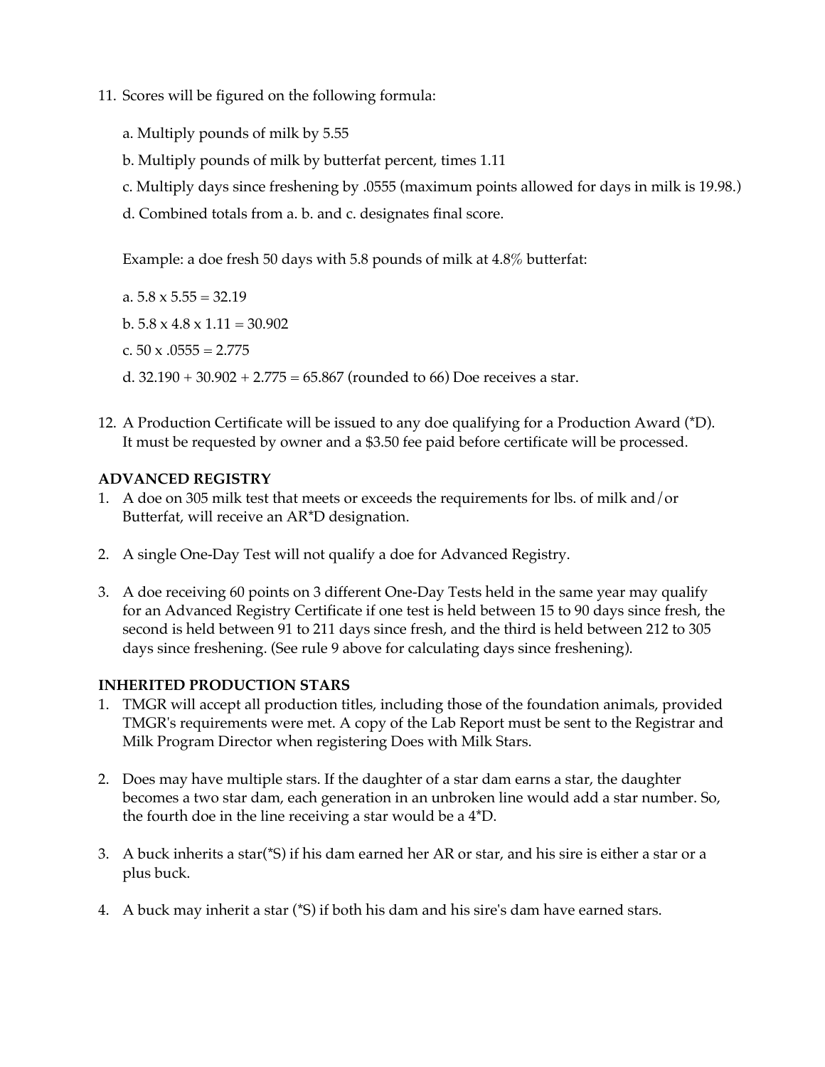11. Scores will be figured on the following formula:

    a. Multiply pounds of milk by 5.55

    b. Multiply pounds of milk by butterfat percent, times 1.11

    c. Multiply days since freshening by .0555 (maximum points allowed for days in milk is 19.98.)

    d. Combined totals from a. b. and c. designates final score.

    Example: a doe fresh 50 days with 5.8 pounds of milk at 4.8% butterfat:

    a. 5.8 x 5.55 = 32.19

    b. 5.8 x 4.8 x 1.11 = 30.902

    c. 50 x .0555 = 2.775

    d. 32.190 + 30.902 + 2.775 = 65.867 (rounded to 66) Doe receives a star.

12. A Production Certificate will be issued to any doe qualifying for a Production Award (*D). It must be requested by owner and a $3.50 fee paid before certificate will be processed.

**ADVANCED REGISTRY**

1. A doe on 305 milk test that meets or exceeds the requirements for lbs. of milk and/or Butterfat, will receive an AR*D designation.

2. A single One-Day Test will not qualify a doe for Advanced Registry.

3. A doe receiving 60 points on 3 different One-Day Tests held in the same year may qualify for an Advanced Registry Certificate if one test is held between 15 to 90 days since fresh, the second is held between 91 to 211 days since fresh, and the third is held between 212 to 305 days since freshening. (See rule 9 above for calculating days since freshening).

**INHERITED PRODUCTION STARS**

1. TMGR will accept all production titles, including those of the foundation animals, provided TMGR's requirements were met. A copy of the Lab Report must be sent to the Registrar and Milk Program Director when registering Does with Milk Stars.

2. Does may have multiple stars. If the daughter of a star dam earns a star, the daughter becomes a two star dam, each generation in an unbroken line would add a star number. So, the fourth doe in the line receiving a star would be a 4*D.

3. A buck inherits a star(*S) if his dam earned her AR or star, and his sire is either a star or a plus buck.

4. A buck may inherit a star (*S) if both his dam and his sire's dam have earned stars.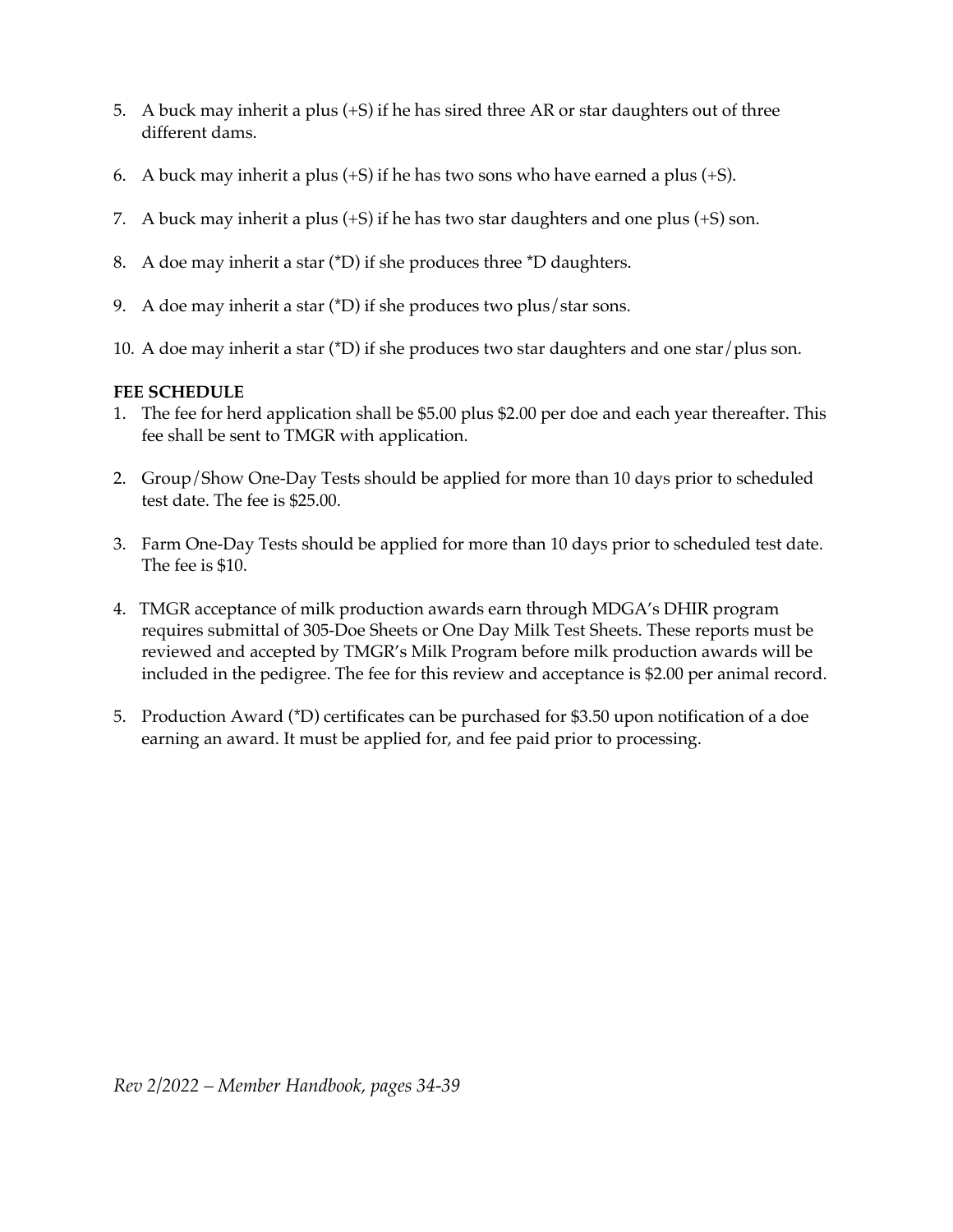5. A buck may inherit a plus (+S) if he has sired three AR or star daughters out of three different dams.

6. A buck may inherit a plus (+S) if he has two sons who have earned a plus (+S).

7. A buck may inherit a plus (+S) if he has two star daughters and one plus (+S) son.

8. A doe may inherit a star (*D) if she produces three *D daughters.

9. A doe may inherit a star (*D) if she produces two plus/star sons.

10. A doe may inherit a star (*D) if she produces two star daughters and one star/plus son.

**FEE SCHEDULE**

1. The fee for herd application shall be $5.00 plus $2.00 per doe and each year thereafter. This fee shall be sent to TMGR with application.

2. Group/Show One-Day Tests should be applied for more than 10 days prior to scheduled test date. The fee is $25.00.

3. Farm One-Day Tests should be applied for more than 10 days prior to scheduled test date. The fee is $10.

4. TMGR acceptance of milk production awards earn through MDGA's DHIR program requires submittal of 305-Doe Sheets or One Day Milk Test Sheets. These reports must be reviewed and accepted by TMGR's Milk Program before milk production awards will be included in the pedigree. The fee for this review and acceptance is $2.00 per animal record.

5. Production Award (*D) certificates can be purchased for $3.50 upon notification of a doe earning an award. It must be applied for, and fee paid prior to processing.

*Rev 2/2022 – Member Handbook, pages 34-39*